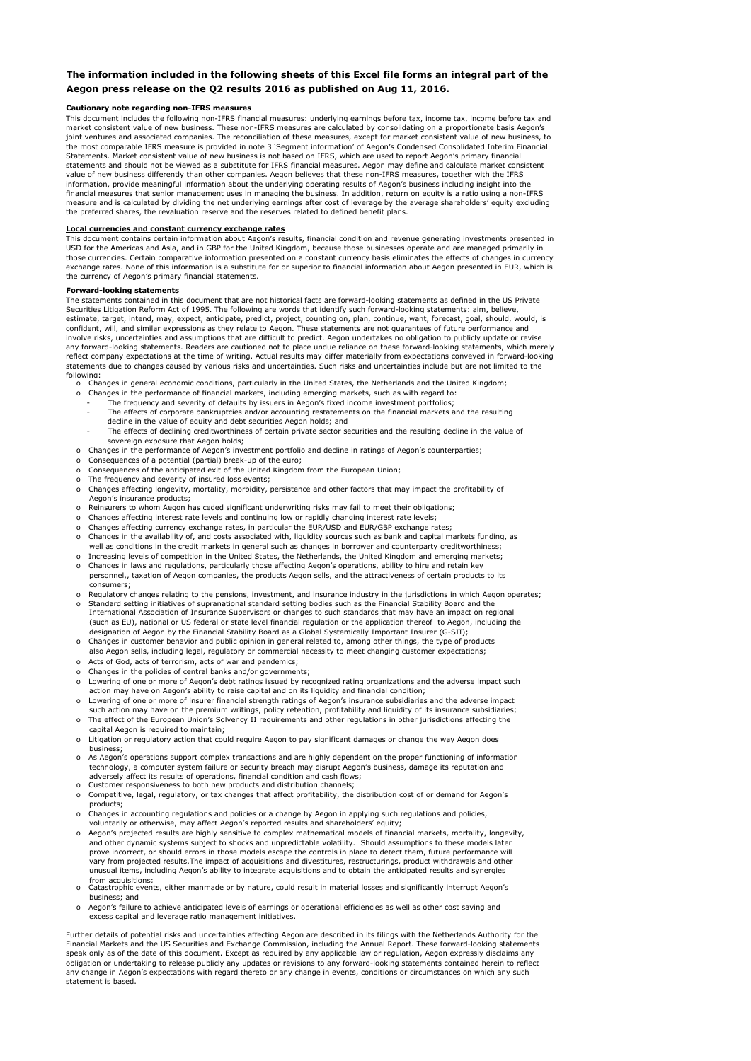**The information included in the following sheets of this Excel file forms an integral part of the Aegon press release on the Q2 results 2016 as published on Aug 11, 2016.**

**Cautionary note regarding non-IFRS measures**

This document includes the following non-IFRS financial measures: underlying earnings before tax, income tax, income before tax and market consistent value of new business. These non-IFRS measures are calculated by consolidating on a proportionate basis Aegon's joint ventures and associated companies. The reconciliation of these measures, except for market consistent value of new business, to the most comparable IFRS measure is provided in note 3 'Segment information' of Aegon's Condensed Consolidated Interim Financial Statements. Market consistent value of new business is not based on IFRS, which are used to report Aegon's primary financial statements and should not be viewed as a substitute for IFRS financial measures. Aegon may define and calculate market consistent value of new business differently than other companies. Aegon believes that these non-IFRS measures, together with the IFRS information, provide meaningful information about the underlying operating results of Aegon's business including insight into the financial measures that senior management uses in managing the business. In addition, return on equity is a ratio using a non-IFRS measure and is calculated by dividing the net underlying earnings after cost of leverage by the average shareholders' equity excluding the preferred shares, the revaluation reserve and the reserves related to defined benefit plans.

**Local currencies and constant currency exchange rates**

This document contains certain information about Aegon's results, financial condition and revenue generating investments presented in USD for the Americas and Asia, and in GBP for the United Kingdom, because those businesses operate and are managed primarily in those currencies. Certain comparative information presented on a constant currency basis eliminates the effects of changes in currency exchange rates. None of this information is a substitute for or superior to financial information about Aegon presented in EUR, which is the currency of Aegon's primary financial statements.

**Forward-looking statements**

The statements contained in this document that are not historical facts are forward-looking statements as defined in the US Private Securities Litigation Reform Act of 1995. The following are words that identify such forward-looking statements: aim, believe, estimate, target, intend, may, expect, anticipate, predict, project, counting on, plan, continue, want, forecast, goal, should, would, is confident, will, and similar expressions as they relate to Aegon. These statements are not guarantees of future performance and involve risks, uncertainties and assumptions that are difficult to predict. Aegon undertakes no obligation to publicly update or revise any forward-looking statements. Readers are cautioned not to place undue reliance on these forward-looking statements, which merely reflect company expectations at the time of writing. Actual results may differ materially from expectations conveyed in forward-looking statements due to changes caused by various risks and uncertainties. Such risks and uncertainties include but are not limited to the following:

- Changes in general economic conditions, particularly in the United States, the Netherlands and the United Kingdom;
- Changes in the performance of financial markets, including emerging markets, such as with regard to:
  - The frequency and severity of defaults by issuers in Aegon's fixed income investment portfolios;
  - The effects of corporate bankruptcies and/or accounting restatements on the financial markets and the resulting decline in the value of equity and debt securities Aegon holds; and
  - The effects of declining creditworthiness of certain private sector securities and the resulting decline in the value of sovereign exposure that Aegon holds;
- Changes in the performance of Aegon's investment portfolio and decline in ratings of Aegon's counterparties;
- Consequences of a potential (partial) break-up of the euro;
- Consequences of the anticipated exit of the United Kingdom from the European Union;
- The frequency and severity of insured loss events;
- Changes affecting longevity, mortality, morbidity, persistence and other factors that may impact the profitability of Aegon's insurance products;
- Reinsurers to whom Aegon has ceded significant underwriting risks may fail to meet their obligations;
- Changes affecting interest rate levels and continuing low or rapidly changing interest rate levels;
- Changes affecting currency exchange rates, in particular the EUR/USD and EUR/GBP exchange rates;
- Changes in the availability of, and costs associated with, liquidity sources such as bank and capital markets funding, as well as conditions in the credit markets in general such as changes in borrower and counterparty creditworthiness;
- Increasing levels of competition in the United States, the Netherlands, the United Kingdom and emerging markets;
- Changes in laws and regulations, particularly those affecting Aegon's operations, ability to hire and retain key personnel,, taxation of Aegon companies, the products Aegon sells, and the attractiveness of certain products to its consumers;
- Regulatory changes relating to the pensions, investment, and insurance industry in the jurisdictions in which Aegon operates;
- Standard setting initiatives of supranational standard setting bodies such as the Financial Stability Board and the International Association of Insurance Supervisors or changes to such standards that may have an impact on regional (such as EU), national or US federal or state level financial regulation or the application thereof to Aegon, including the designation of Aegon by the Financial Stability Board as a Global Systemically Important Insurer (G-SII);
- Changes in customer behavior and public opinion in general related to, among other things, the type of products also Aegon sells, including legal, regulatory or commercial necessity to meet changing customer expectations;
- Acts of God, acts of terrorism, acts of war and pandemics;
- Changes in the policies of central banks and/or governments;
- Lowering of one or more of Aegon's debt ratings issued by recognized rating organizations and the adverse impact such action may have on Aegon's ability to raise capital and on its liquidity and financial condition;
- Lowering of one or more of insurer financial strength ratings of Aegon's insurance subsidiaries and the adverse impact such action may have on the premium writings, policy retention, profitability and liquidity of its insurance subsidiaries;
- The effect of the European Union's Solvency II requirements and other regulations in other jurisdictions affecting the capital Aegon is required to maintain;
- Litigation or regulatory action that could require Aegon to pay significant damages or change the way Aegon does business;
- As Aegon's operations support complex transactions and are highly dependent on the proper functioning of information technology, a computer system failure or security breach may disrupt Aegon's business, damage its reputation and adversely affect its results of operations, financial condition and cash flows;
- Customer responsiveness to both new products and distribution channels;
- Competitive, legal, regulatory, or tax changes that affect profitability, the distribution cost of or demand for Aegon's products;
- Changes in accounting regulations and policies or a change by Aegon in applying such regulations and policies, voluntarily or otherwise, may affect Aegon's reported results and shareholders' equity;
- Aegon's projected results are highly sensitive to complex mathematical models of financial markets, mortality, longevity, and other dynamic systems subject to shocks and unpredictable volatility. Should assumptions to these models later prove incorrect, or should errors in those models escape the controls in place to detect them, future performance will vary from projected results.The impact of acquisitions and divestitures, restructurings, product withdrawals and other unusual items, including Aegon's ability to integrate acquisitions and to obtain the anticipated results and synergies from acquisitions;
- Catastrophic events, either manmade or by nature, could result in material losses and significantly interrupt Aegon's business; and
- Aegon's failure to achieve anticipated levels of earnings or operational efficiencies as well as other cost saving and excess capital and leverage ratio management initiatives.

Further details of potential risks and uncertainties affecting Aegon are described in its filings with the Netherlands Authority for the Financial Markets and the US Securities and Exchange Commission, including the Annual Report. These forward-looking statements speak only as of the date of this document. Except as required by any applicable law or regulation, Aegon expressly disclaims any obligation or undertaking to release publicly any updates or revisions to any forward-looking statements contained herein to reflect any change in Aegon's expectations with regard thereto or any change in events, conditions or circumstances on which any such statement is based.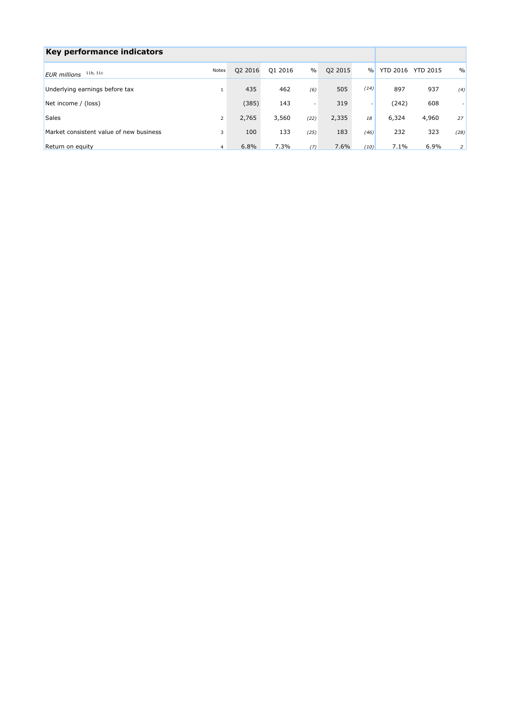## Key performance indicators

| *EUR millions* 11b, 11c | Notes | Q2 2016 | Q1 2016 | % | Q2 2015 | % | YTD 2016 | YTD 2015 | % |
|---|---|---|---|---|---|---|---|---|---|
| Underlying earnings before tax | 1 | 435 | 462 | *(6)* | 505 | *(14)* | 897 | 937 | *(4)* |
| Net income / (loss) | | (385) | 143 | - | 319 | - | (242) | 608 | - |
| Sales | 2 | 2,765 | 3,560 | *(22)* | 2,335 | *18* | 6,324 | 4,960 | *27* |
| Market consistent value of new business | 3 | 100 | 133 | *(25)* | 183 | *(46)* | 232 | 323 | *(28)* |
| Return on equity | 4 | 6.8% | 7.3% | *(7)* | 7.6% | *(10)* | 7.1% | 6.9% | *2* |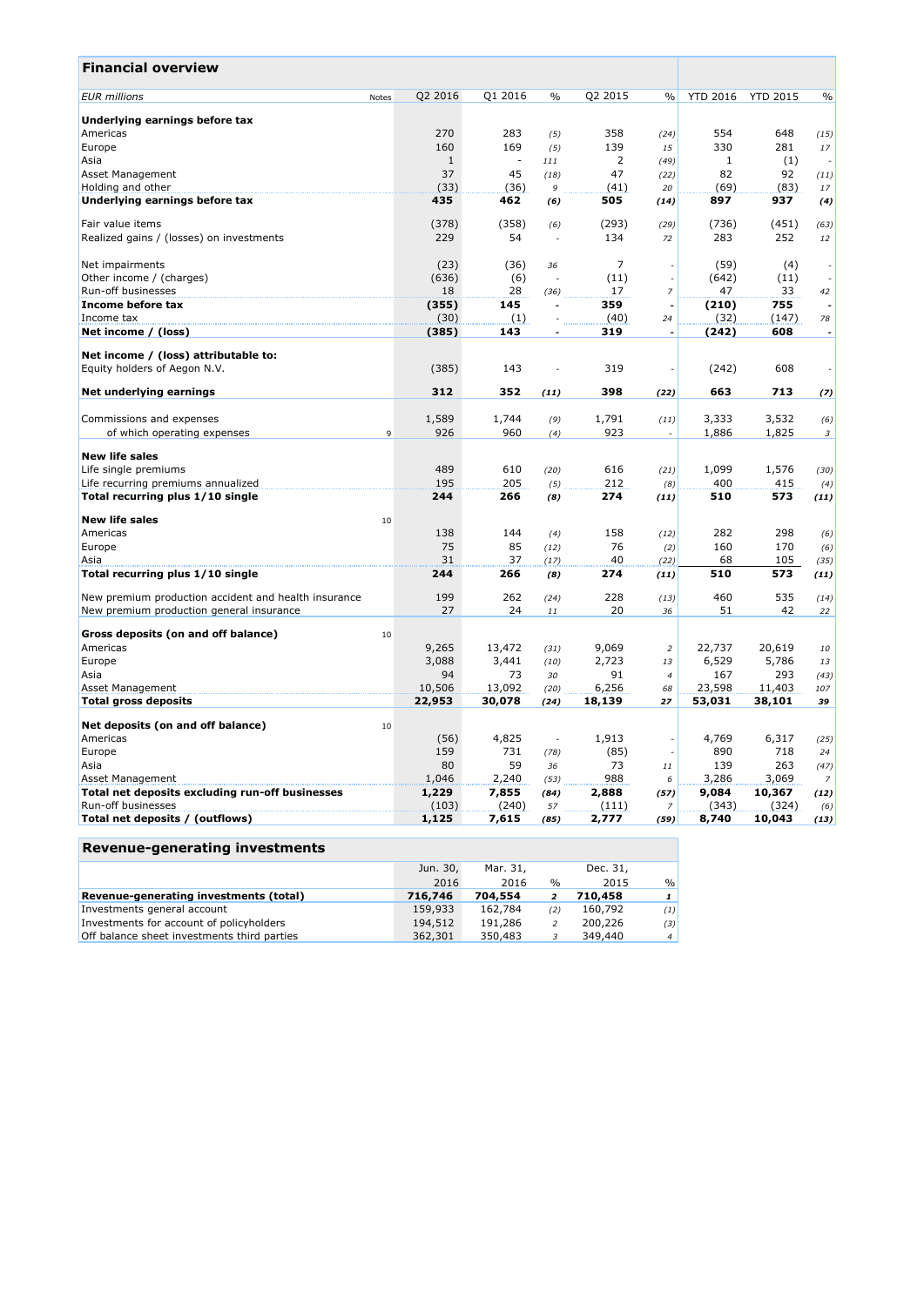## Financial overview

| EUR millions | Notes | Q2 2016 | Q1 2016 | % | Q2 2015 | % | YTD 2016 | YTD 2015 | % |
|---|---|---|---|---|---|---|---|---|---|
| **Underlying earnings before tax** | | | | | | | | | |
| Americas | | 270 | 283 | *(5)* | 358 | *(24)* | 554 | 648 | *(15)* |
| Europe | | 160 | 169 | *(5)* | 139 | *15* | 330 | 281 | *17* |
| Asia | | 1 | - | *111* | 2 | *(49)* | 1 | (1) | *-* |
| Asset Management | | 37 | 45 | *(18)* | 47 | *(22)* | 82 | 92 | *(11)* |
| Holding and other | | (33) | (36) | *9* | (41) | *20* | (69) | (83) | *17* |
| **Underlying earnings before tax** | | **435** | **462** | ***(6)*** | **505** | ***(14)*** | **897** | **937** | ***(4)*** |
| | | | | | | | | | |
| Fair value items | | (378) | (358) | *(6)* | (293) | *(29)* | (736) | (451) | *(63)* |
| Realized gains / (losses) on investments | | 229 | 54 | *-* | 134 | *72* | 283 | 252 | *12* |
| | | | | | | | | | |
| Net impairments | | (23) | (36) | *36* | 7 | *-* | (59) | (4) | *-* |
| Other income / (charges) | | (636) | (6) | *-* | (11) | *-* | (642) | (11) | *-* |
| Run-off businesses | | 18 | 28 | *(36)* | 17 | *7* | 47 | 33 | *42* |
| **Income before tax** | | **(355)** | **145** | **-** | **359** | **-** | **(210)** | **755** | **-** |
| Income tax | | (30) | (1) | *-* | (40) | *24* | (32) | (147) | *78* |
| **Net income / (loss)** | | **(385)** | **143** | **-** | **319** | **-** | **(242)** | **608** | **-** |
| | | | | | | | | | |
| **Net income / (loss) attributable to:** | | | | | | | | | |
| Equity holders of Aegon N.V. | | (385) | 143 | *-* | 319 | *-* | (242) | 608 | *-* |
| | | | | | | | | | |
| **Net underlying earnings** | | **312** | **352** | ***(11)*** | **398** | ***(22)*** | **663** | **713** | ***(7)*** |
| | | | | | | | | | |
| Commissions and expenses | | 1,589 | 1,744 | *(9)* | 1,791 | *(11)* | 3,333 | 3,532 | *(6)* |
| of which operating expenses | 9 | 926 | 960 | *(4)* | 923 | *-* | 1,886 | 1,825 | *3* |
| | | | | | | | | | |
| **New life sales** | | | | | | | | | |
| Life single premiums | | 489 | 610 | *(20)* | 616 | *(21)* | 1,099 | 1,576 | *(30)* |
| Life recurring premiums annualized | | 195 | 205 | *(5)* | 212 | *(8)* | 400 | 415 | *(4)* |
| **Total recurring plus 1/10 single** | | **244** | **266** | ***(8)*** | **274** | ***(11)*** | **510** | **573** | ***(11)*** |
| | | | | | | | | | |
| **New life sales** | 10 | | | | | | | | |
| Americas | | 138 | 144 | *(4)* | 158 | *(12)* | 282 | 298 | *(6)* |
| Europe | | 75 | 85 | *(12)* | 76 | *(2)* | 160 | 170 | *(6)* |
| Asia | | 31 | 37 | *(17)* | 40 | *(22)* | 68 | 105 | *(35)* |
| **Total recurring plus 1/10 single** | | **244** | **266** | ***(8)*** | **274** | ***(11)*** | **510** | **573** | ***(11)*** |
| | | | | | | | | | |
| New premium production accident and health insurance | | 199 | 262 | *(24)* | 228 | *(13)* | 460 | 535 | *(14)* |
| New premium production general insurance | | 27 | 24 | *11* | 20 | *36* | 51 | 42 | *22* |
| | | | | | | | | | |
| **Gross deposits (on and off balance)** | 10 | | | | | | | | |
| Americas | | 9,265 | 13,472 | *(31)* | 9,069 | *2* | 22,737 | 20,619 | *10* |
| Europe | | 3,088 | 3,441 | *(10)* | 2,723 | *13* | 6,529 | 5,786 | *13* |
| Asia | | 94 | 73 | *30* | 91 | *4* | 167 | 293 | *(43)* |
| Asset Management | | 10,506 | 13,092 | *(20)* | 6,256 | *68* | 23,598 | 11,403 | *107* |
| **Total gross deposits** | | **22,953** | **30,078** | ***(24)*** | **18,139** | ***27*** | **53,031** | **38,101** | ***39*** |
| | | | | | | | | | |
| **Net deposits (on and off balance)** | 10 | | | | | | | | |
| Americas | | (56) | 4,825 | *-* | 1,913 | *-* | 4,769 | 6,317 | *(25)* |
| Europe | | 159 | 731 | *(78)* | (85) | *-* | 890 | 718 | *24* |
| Asia | | 80 | 59 | *36* | 73 | *11* | 139 | 263 | *(47)* |
| Asset Management | | 1,046 | 2,240 | *(53)* | 988 | *6* | 3,286 | 3,069 | *7* |
| **Total net deposits excluding run-off businesses** | | **1,229** | **7,855** | ***(84)*** | **2,888** | ***(57)*** | **9,084** | **10,367** | ***(12)*** |
| Run-off businesses | | (103) | (240) | *57* | (111) | *7* | (343) | (324) | *(6)* |
| **Total net deposits / (outflows)** | | **1,125** | **7,615** | ***(85)*** | **2,777** | ***(59)*** | **8,740** | **10,043** | ***(13)*** |

## Revenue-generating investments

| | Jun. 30, 2016 | Mar. 31, 2016 | % | Dec. 31, 2015 | % |
|---|---|---|---|---|---|
| **Revenue-generating investments (total)** | **716,746** | **704,554** | ***2*** | **710,458** | ***1*** |
| Investments general account | 159,933 | 162,784 | *(2)* | 160,792 | *(1)* |
| Investments for account of policyholders | 194,512 | 191,286 | *2* | 200,226 | *(3)* |
| Off balance sheet investments third parties | 362,301 | 350,483 | *3* | 349,440 | *4* |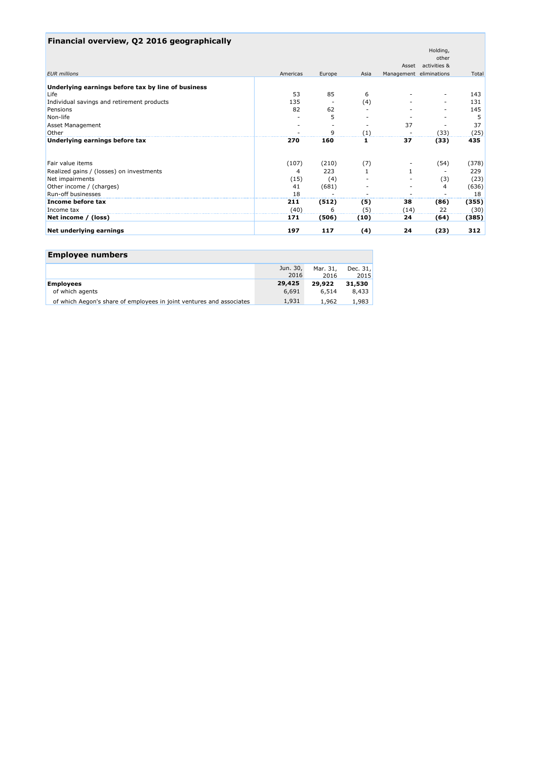## Financial overview, Q2 2016 geographically

| *EUR millions* | Americas | Europe | Asia | Asset Management | Holding, other activities & eliminations | Total |
|---|---|---|---|---|---|---|
| **Underlying earnings before tax by line of business** | | | | | | |
| Life | 53 | 85 | 6 | - | - | 143 |
| Individual savings and retirement products | 135 | - | (4) | - | - | 131 |
| Pensions | 82 | 62 | - | - | - | 145 |
| Non-life | - | 5 | - | - | - | 5 |
| Asset Management | - | - | - | 37 | - | 37 |
| Other | - | 9 | (1) | - | (33) | (25) |
| **Underlying earnings before tax** | **270** | **160** | **1** | **37** | **(33)** | **435** |
| | | | | | | |
| Fair value items | (107) | (210) | (7) | - | (54) | (378) |
| Realized gains / (losses) on investments | 4 | 223 | 1 | 1 | - | 229 |
| Net impairments | (15) | (4) | - | - | (3) | (23) |
| Other income / (charges) | 41 | (681) | - | - | 4 | (636) |
| Run-off businesses | 18 | - | - | - | - | 18 |
| **Income before tax** | **211** | **(512)** | **(5)** | **38** | **(86)** | **(355)** |
| Income tax | (40) | 6 | (5) | (14) | 22 | (30) |
| **Net income / (loss)** | **171** | **(506)** | **(10)** | **24** | **(64)** | **(385)** |
| | | | | | | |
| **Net underlying earnings** | **197** | **117** | **(4)** | **24** | **(23)** | **312** |

## Employee numbers

| | Jun. 30, 2016 | Mar. 31, 2016 | Dec. 31, 2015 |
|---|---|---|---|
| **Employees** | **29,425** | **29,922** | **31,530** |
| of which agents | 6,691 | 6,514 | 8,433 |
| of which Aegon's share of employees in joint ventures and associates | 1,931 | 1,962 | 1,983 |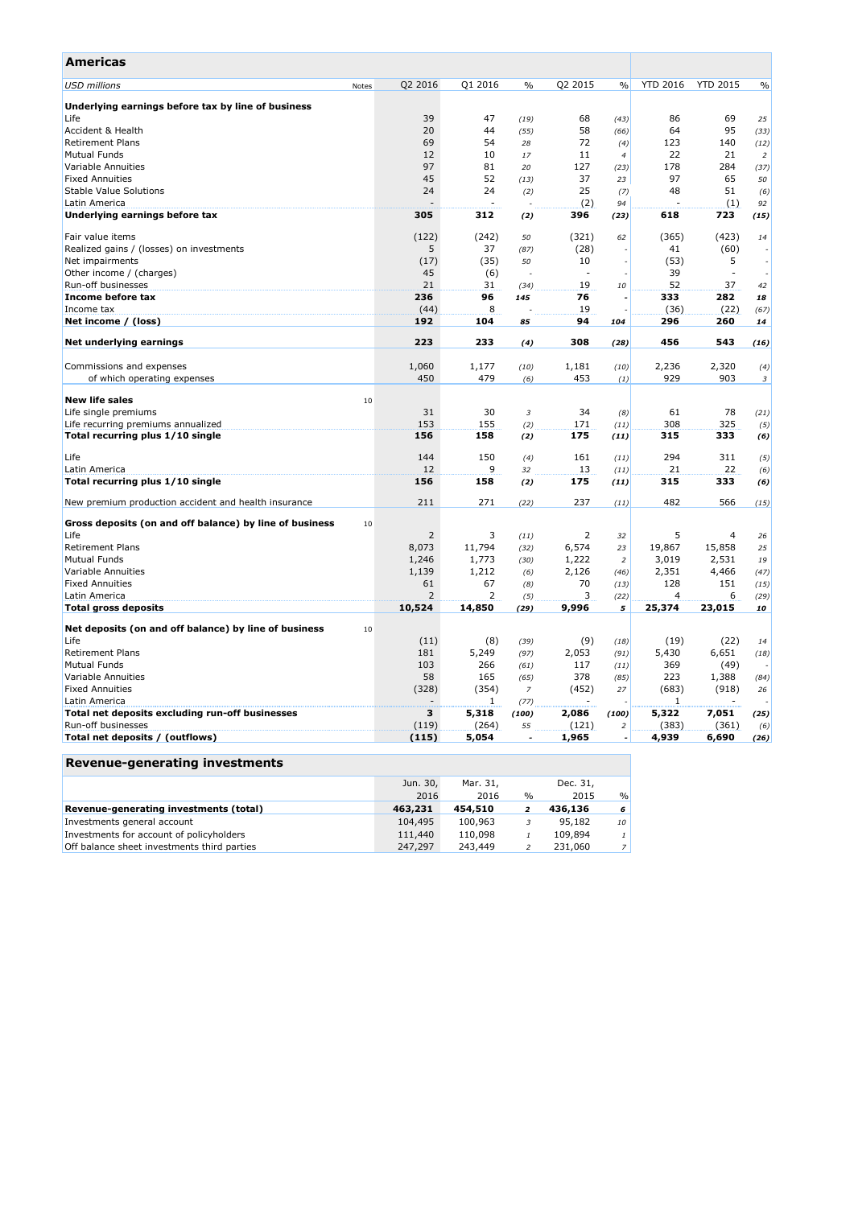## Americas

| USD millions | Notes | Q2 2016 | Q1 2016 | % | Q2 2015 | % | YTD 2016 | YTD 2015 | % |
|---|---|---|---|---|---|---|---|---|---|
| **Underlying earnings before tax by line of business** | | | | | | | | | |
| Life | | 39 | 47 | (19) | 68 | (43) | 86 | 69 | 25 |
| Accident & Health | | 20 | 44 | (55) | 58 | (66) | 64 | 95 | (33) |
| Retirement Plans | | 69 | 54 | 28 | 72 | (4) | 123 | 140 | (12) |
| Mutual Funds | | 12 | 10 | 17 | 11 | 4 | 22 | 21 | 2 |
| Variable Annuities | | 97 | 81 | 20 | 127 | (23) | 178 | 284 | (37) |
| Fixed Annuities | | 45 | 52 | (13) | 37 | 23 | 97 | 65 | 50 |
| Stable Value Solutions | | 24 | 24 | (2) | 25 | (7) | 48 | 51 | (6) |
| Latin America | | - | - | - | (2) | 94 | - | (1) | 92 |
| **Underlying earnings before tax** | | **305** | **312** | **(2)** | **396** | **(23)** | **618** | **723** | **(15)** |
| | | | | | | | | | |
| Fair value items | | (122) | (242) | 50 | (321) | 62 | (365) | (423) | 14 |
| Realized gains / (losses) on investments | | 5 | 37 | (87) | (28) | - | 41 | (60) | - |
| Net impairments | | (17) | (35) | 50 | 10 | - | (53) | 5 | - |
| Other income / (charges) | | 45 | (6) | - | - | - | 39 | - | - |
| Run-off businesses | | 21 | 31 | (34) | 19 | 10 | 52 | 37 | 42 |
| **Income before tax** | | **236** | **96** | **145** | **76** | **-** | **333** | **282** | **18** |
| Income tax | | (44) | 8 | - | 19 | - | (36) | (22) | (67) |
| **Net income / (loss)** | | **192** | **104** | **85** | **94** | **104** | **296** | **260** | **14** |
| | | | | | | | | | |
| **Net underlying earnings** | | **223** | **233** | **(4)** | **308** | **(28)** | **456** | **543** | **(16)** |
| | | | | | | | | | |
| Commissions and expenses | | 1,060 | 1,177 | (10) | 1,181 | (10) | 2,236 | 2,320 | (4) |
| of which operating expenses | | 450 | 479 | (6) | 453 | (1) | 929 | 903 | 3 |
| | | | | | | | | | |
| **New life sales** | 10 | | | | | | | | |
| Life single premiums | | 31 | 30 | 3 | 34 | (8) | 61 | 78 | (21) |
| Life recurring premiums annualized | | 153 | 155 | (2) | 171 | (11) | 308 | 325 | (5) |
| **Total recurring plus 1/10 single** | | **156** | **158** | **(2)** | **175** | **(11)** | **315** | **333** | **(6)** |
| | | | | | | | | | |
| Life | | 144 | 150 | (4) | 161 | (11) | 294 | 311 | (5) |
| Latin America | | 12 | 9 | 32 | 13 | (11) | 21 | 22 | (6) |
| **Total recurring plus 1/10 single** | | **156** | **158** | **(2)** | **175** | **(11)** | **315** | **333** | **(6)** |
| | | | | | | | | | |
| New premium production accident and health insurance | | 211 | 271 | (22) | 237 | (11) | 482 | 566 | (15) |
| | | | | | | | | | |
| **Gross deposits (on and off balance) by line of business** | 10 | | | | | | | | |
| Life | | 2 | 3 | (11) | 2 | 32 | 5 | 4 | 26 |
| Retirement Plans | | 8,073 | 11,794 | (32) | 6,574 | 23 | 19,867 | 15,858 | 25 |
| Mutual Funds | | 1,246 | 1,773 | (30) | 1,222 | 2 | 3,019 | 2,531 | 19 |
| Variable Annuities | | 1,139 | 1,212 | (6) | 2,126 | (46) | 2,351 | 4,466 | (47) |
| Fixed Annuities | | 61 | 67 | (8) | 70 | (13) | 128 | 151 | (15) |
| Latin America | | 2 | 2 | (5) | 3 | (22) | 4 | 6 | (29) |
| **Total gross deposits** | | **10,524** | **14,850** | **(29)** | **9,996** | **5** | **25,374** | **23,015** | **10** |
| | | | | | | | | | |
| **Net deposits (on and off balance) by line of business** | 10 | | | | | | | | |
| Life | | (11) | (8) | (39) | (9) | (18) | (19) | (22) | 14 |
| Retirement Plans | | 181 | 5,249 | (97) | 2,053 | (91) | 5,430 | 6,651 | (18) |
| Mutual Funds | | 103 | 266 | (61) | 117 | (11) | 369 | (49) | - |
| Variable Annuities | | 58 | 165 | (65) | 378 | (85) | 223 | 1,388 | (84) |
| Fixed Annuities | | (328) | (354) | 7 | (452) | 27 | (683) | (918) | 26 |
| Latin America | | - | 1 | (77) | - | - | 1 | - | - |
| **Total net deposits excluding run-off businesses** | | **3** | **5,318** | **(100)** | **2,086** | **(100)** | **5,322** | **7,051** | **(25)** |
| Run-off businesses | | (119) | (264) | 55 | (121) | 2 | (383) | (361) | (6) |
| **Total net deposits / (outflows)** | | **(115)** | **5,054** | **-** | **1,965** | **-** | **4,939** | **6,690** | **(26)** |

## Revenue-generating investments

| | Jun. 30, 2016 | Mar. 31, 2016 | % | Dec. 31, 2015 | % |
|---|---|---|---|---|---|
| **Revenue-generating investments (total)** | **463,231** | **454,510** | **2** | **436,136** | **6** |
| Investments general account | 104,495 | 100,963 | 3 | 95,182 | 10 |
| Investments for account of policyholders | 111,440 | 110,098 | 1 | 109,894 | 1 |
| Off balance sheet investments third parties | 247,297 | 243,449 | 2 | 231,060 | 7 |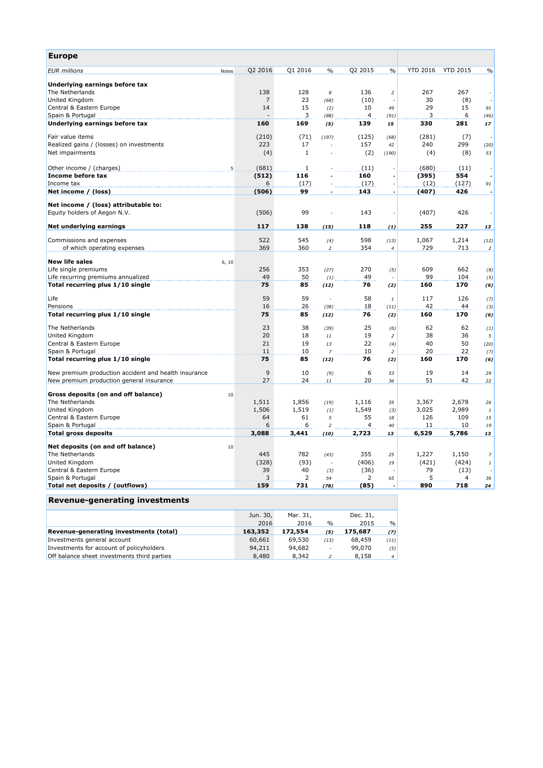## Europe

| EUR millions | Notes | Q2 2016 | Q1 2016 | % | Q2 2015 | % | YTD 2016 | YTD 2015 | % |
|---|---|---|---|---|---|---|---|---|---|
| **Underlying earnings before tax** | | | | | | | | | |
| The Netherlands | | 138 | 128 | 8 | 136 | 2 | 267 | 267 | - |
| United Kingdom | | 7 | 23 | (68) | (10) | - | 30 | (8) | - |
| Central & Eastern Europe | | 14 | 15 | (2) | 10 | 49 | 29 | 15 | 91 |
| Spain & Portugal | | - | 3 | (88) | 4 | (91) | 3 | 6 | (46) |
| **Underlying earnings before tax** | | **160** | **169** | **(5)** | **139** | **15** | **330** | **281** | **17** |
| Fair value items | | (210) | (71) | (197) | (125) | (68) | (281) | (7) | - |
| Realized gains / (losses) on investments | | 223 | 17 | - | 157 | 42 | 240 | 299 | (20) |
| Net impairments | | (4) | 1 | - | (2) | (190) | (4) | (8) | 53 |
| Other income / (charges) | 5 | (681) | 1 | - | (11) | - | (680) | (11) | - |
| **Income before tax** | | **(512)** | **116** | **-** | **160** | **-** | **(395)** | **554** | **-** |
| Income tax | | 6 | (17) | - | (17) | - | (12) | (127) | 91 |
| **Net income / (loss)** | | **(506)** | **99** | **-** | **143** | **-** | **(407)** | **426** | **-** |
| **Net income / (loss) attributable to:** | | | | | | | | | |
| Equity holders of Aegon N.V. | | (506) | 99 | - | 143 | - | (407) | 426 | - |
| **Net underlying earnings** | | **117** | **138** | **(15)** | **118** | **(1)** | **255** | **227** | **13** |
| Commissions and expenses | | 522 | 545 | (4) | 598 | (13) | 1,067 | 1,214 | (12) |
| of which operating expenses | | 369 | 360 | 2 | 354 | 4 | 729 | 713 | 2 |
| **New life sales** | 6, 10 | | | | | | | | |
| Life single premiums | | 256 | 353 | (27) | 270 | (5) | 609 | 662 | (8) |
| Life recurring premiums annualized | | 49 | 50 | (1) | 49 | - | 99 | 104 | (5) |
| **Total recurring plus 1/10 single** | | **75** | **85** | **(12)** | **76** | **(2)** | **160** | **170** | **(6)** |
| Life | | 59 | 59 | - | 58 | 1 | 117 | 126 | (7) |
| Pensions | | 16 | 26 | (38) | 18 | (11) | 42 | 44 | (3) |
| **Total recurring plus 1/10 single** | | **75** | **85** | **(12)** | **76** | **(2)** | **160** | **170** | **(6)** |
| The Netherlands | | 23 | 38 | (39) | 25 | (6) | 62 | 62 | (1) |
| United Kingdom | | 20 | 18 | 11 | 19 | 2 | 38 | 36 | 5 |
| Central & Eastern Europe | | 21 | 19 | 13 | 22 | (4) | 40 | 50 | (20) |
| Spain & Portugal | | 11 | 10 | 7 | 10 | 2 | 20 | 22 | (7) |
| **Total recurring plus 1/10 single** | | **75** | **85** | **(12)** | **76** | **(2)** | **160** | **170** | **(6)** |
| New premium production accident and health insurance | | 9 | 10 | (9) | 6 | 53 | 19 | 14 | 29 |
| New premium production general insurance | | 27 | 24 | 11 | 20 | 36 | 51 | 42 | 22 |
| **Gross deposits (on and off balance)** | 10 | | | | | | | | |
| The Netherlands | | 1,511 | 1,856 | (19) | 1,116 | 35 | 3,367 | 2,678 | 26 |
| United Kingdom | | 1,506 | 1,519 | (1) | 1,549 | (3) | 3,025 | 2,989 | 1 |
| Central & Eastern Europe | | 64 | 61 | 5 | 55 | 18 | 126 | 109 | 15 |
| Spain & Portugal | | 6 | 6 | 2 | 4 | 40 | 11 | 10 | 19 |
| **Total gross deposits** | | **3,088** | **3,441** | **(10)** | **2,723** | **13** | **6,529** | **5,786** | **13** |
| **Net deposits (on and off balance)** | 10 | | | | | | | | |
| The Netherlands | | 445 | 782 | (43) | 355 | 25 | 1,227 | 1,150 | 7 |
| United Kingdom | | (328) | (93) | - | (406) | 19 | (421) | (424) | 1 |
| Central & Eastern Europe | | 39 | 40 | (3) | (36) | - | 79 | (13) | - |
| Spain & Portugal | | 3 | 2 | 54 | 2 | 65 | 5 | 4 | 36 |
| **Total net deposits / (outflows)** | | **159** | **731** | **(78)** | **(85)** | **-** | **890** | **718** | **24** |

## Revenue-generating investments

| | Jun. 30, 2016 | Mar. 31, 2016 | % | Dec. 31, 2015 | % |
|---|---|---|---|---|---|
| **Revenue-generating investments (total)** | **163,352** | **172,554** | **(5)** | **175,687** | **(7)** |
| Investments general account | 60,661 | 69,530 | (13) | 68,459 | (11) |
| Investments for account of policyholders | 94,211 | 94,682 | - | 99,070 | (5) |
| Off balance sheet investments third parties | 8,480 | 8,342 | 2 | 8,158 | 4 |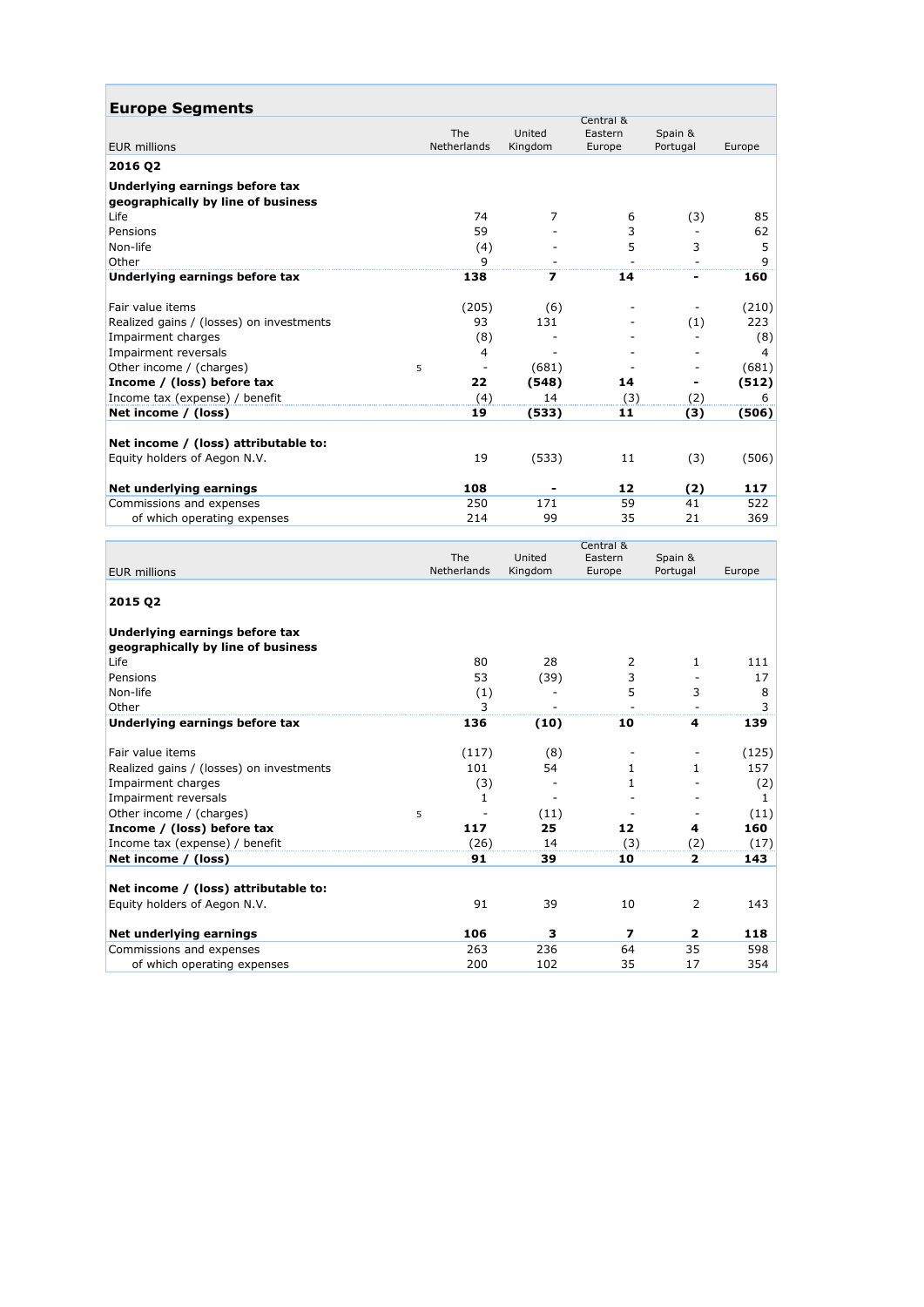## Europe Segments

| EUR millions | | The Netherlands | United Kingdom | Central & Eastern Europe | Spain & Portugal | Europe |
|---|---|---|---|---|---|---|
| **2016 Q2** | | | | | | |
| **Underlying earnings before tax geographically by line of business** | | | | | | |
| Life | | 74 | 7 | 6 | (3) | 85 |
| Pensions | | 59 | - | 3 | - | 62 |
| Non-life | | (4) | - | 5 | 3 | 5 |
| Other | | 9 | - | - | - | 9 |
| **Underlying earnings before tax** | | **138** | **7** | **14** | **-** | **160** |
| | | | | | | |
| Fair value items | | (205) | (6) | - | - | (210) |
| Realized gains / (losses) on investments | | 93 | 131 | - | (1) | 223 |
| Impairment charges | | (8) | - | - | - | (8) |
| Impairment reversals | | 4 | - | - | - | 4 |
| Other income / (charges) | 5 | - | (681) | - | - | (681) |
| **Income / (loss) before tax** | | **22** | **(548)** | **14** | **-** | **(512)** |
| Income tax (expense) / benefit | | (4) | 14 | (3) | (2) | 6 |
| **Net income / (loss)** | | **19** | **(533)** | **11** | **(3)** | **(506)** |
| | | | | | | |
| **Net income / (loss) attributable to:** | | | | | | |
| Equity holders of Aegon N.V. | | 19 | (533) | 11 | (3) | (506) |
| | | | | | | |
| **Net underlying earnings** | | **108** | **-** | **12** | **(2)** | **117** |
| Commissions and expenses | | 250 | 171 | 59 | 41 | 522 |
| of which operating expenses | | 214 | 99 | 35 | 21 | 369 |

| EUR millions | | The Netherlands | United Kingdom | Central & Eastern Europe | Spain & Portugal | Europe |
|---|---|---|---|---|---|---|
| **2015 Q2** | | | | | | |
| **Underlying earnings before tax geographically by line of business** | | | | | | |
| Life | | 80 | 28 | 2 | 1 | 111 |
| Pensions | | 53 | (39) | 3 | - | 17 |
| Non-life | | (1) | - | 5 | 3 | 8 |
| Other | | 3 | - | - | - | 3 |
| **Underlying earnings before tax** | | **136** | **(10)** | **10** | **4** | **139** |
| | | | | | | |
| Fair value items | | (117) | (8) | - | - | (125) |
| Realized gains / (losses) on investments | | 101 | 54 | 1 | 1 | 157 |
| Impairment charges | | (3) | - | 1 | - | (2) |
| Impairment reversals | | 1 | - | - | - | 1 |
| Other income / (charges) | 5 | - | (11) | - | - | (11) |
| **Income / (loss) before tax** | | **117** | **25** | **12** | **4** | **160** |
| Income tax (expense) / benefit | | (26) | 14 | (3) | (2) | (17) |
| **Net income / (loss)** | | **91** | **39** | **10** | **2** | **143** |
| | | | | | | |
| **Net income / (loss) attributable to:** | | | | | | |
| Equity holders of Aegon N.V. | | 91 | 39 | 10 | 2 | 143 |
| | | | | | | |
| **Net underlying earnings** | | **106** | **3** | **7** | **2** | **118** |
| Commissions and expenses | | 263 | 236 | 64 | 35 | 598 |
| of which operating expenses | | 200 | 102 | 35 | 17 | 354 |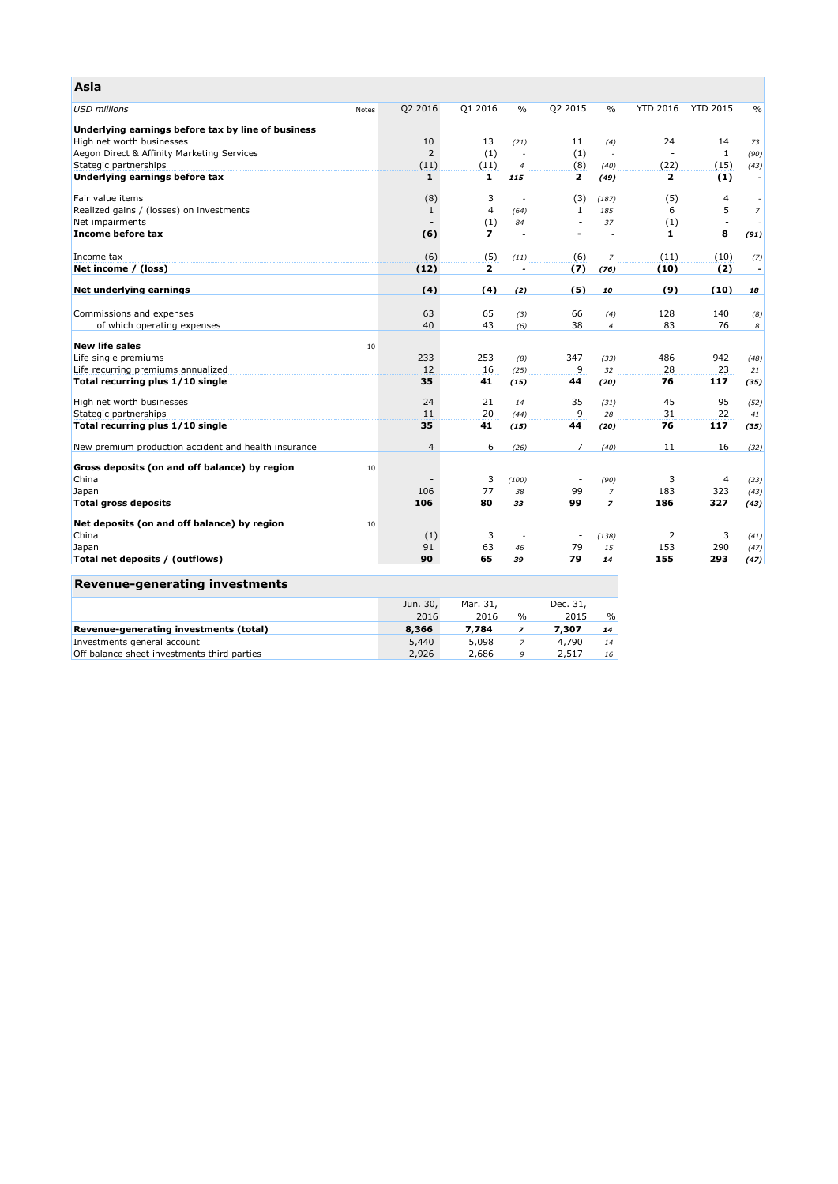## Asia

| USD millions | Notes | Q2 2016 | Q1 2016 | % | Q2 2015 | % | YTD 2016 | YTD 2015 | % |
|---|---|---|---|---|---|---|---|---|---|
| **Underlying earnings before tax by line of business** | | | | | | | | | |
| High net worth businesses | | 10 | 13 | *(21)* | 11 | *(4)* | 24 | 14 | *73* |
| Aegon Direct & Affinity Marketing Services | | 2 | (1) | - | (1) | - | - | 1 | *(90)* |
| Stategic partnerships | | (11) | (11) | *4* | (8) | *(40)* | (22) | (15) | *(43)* |
| **Underlying earnings before tax** | | **1** | **1** | ***115*** | **2** | ***(49)*** | **2** | **(1)** | **-** |
| | | | | | | | | | |
| Fair value items | | (8) | 3 | - | (3) | *(187)* | (5) | 4 | - |
| Realized gains / (losses) on investments | | 1 | 4 | *(64)* | 1 | *185* | 6 | 5 | *7* |
| Net impairments | | - | (1) | *84* | - | *37* | (1) | - | - |
| **Income before tax** | | **(6)** | **7** | **-** | **-** | **-** | **1** | **8** | ***(91)*** |
| | | | | | | | | | |
| Income tax | | (6) | (5) | *(11)* | (6) | *7* | (11) | (10) | *(7)* |
| **Net income / (loss)** | | **(12)** | **2** | **-** | **(7)** | ***(76)*** | **(10)** | **(2)** | **-** |
| | | | | | | | | | |
| **Net underlying earnings** | | **(4)** | **(4)** | ***(2)*** | **(5)** | ***10*** | **(9)** | **(10)** | ***18*** |
| | | | | | | | | | |
| Commissions and expenses | | 63 | 65 | *(3)* | 66 | *(4)* | 128 | 140 | *(8)* |
| of which operating expenses | | 40 | 43 | *(6)* | 38 | *4* | 83 | 76 | *8* |
| | | | | | | | | | |
| **New life sales** | 10 | | | | | | | | |
| Life single premiums | | 233 | 253 | *(8)* | 347 | *(33)* | 486 | 942 | *(48)* |
| Life recurring premiums annualized | | 12 | 16 | *(25)* | 9 | *32* | 28 | 23 | *21* |
| **Total recurring plus 1/10 single** | | **35** | **41** | ***(15)*** | **44** | ***(20)*** | **76** | **117** | ***(35)*** |
| | | | | | | | | | |
| High net worth businesses | | 24 | 21 | *14* | 35 | *(31)* | 45 | 95 | *(52)* |
| Stategic partnerships | | 11 | 20 | *(44)* | 9 | *28* | 31 | 22 | *41* |
| **Total recurring plus 1/10 single** | | **35** | **41** | ***(15)*** | **44** | ***(20)*** | **76** | **117** | ***(35)*** |
| | | | | | | | | | |
| New premium production accident and health insurance | | 4 | 6 | *(26)* | 7 | *(40)* | 11 | 16 | *(32)* |
| | | | | | | | | | |
| **Gross deposits (on and off balance) by region** | 10 | | | | | | | | |
| China | | - | 3 | *(100)* | - | *(90)* | 3 | 4 | *(23)* |
| Japan | | 106 | 77 | *38* | 99 | *7* | 183 | 323 | *(43)* |
| **Total gross deposits** | | **106** | **80** | ***33*** | **99** | ***7*** | **186** | **327** | ***(43)*** |
| | | | | | | | | | |
| **Net deposits (on and off balance) by region** | 10 | | | | | | | | |
| China | | (1) | 3 | - | - | *(138)* | 2 | 3 | *(41)* |
| Japan | | 91 | 63 | *46* | 79 | *15* | 153 | 290 | *(47)* |
| **Total net deposits / (outflows)** | | **90** | **65** | ***39*** | **79** | ***14*** | **155** | **293** | ***(47)*** |

## Revenue-generating investments

| | Jun. 30, 2016 | Mar. 31, 2016 | % | Dec. 31, 2015 | % |
|---|---|---|---|---|---|
| **Revenue-generating investments (total)** | **8,366** | **7,784** | ***7*** | **7,307** | ***14*** |
| Investments general account | 5,440 | 5,098 | *7* | 4,790 | *14* |
| Off balance sheet investments third parties | 2,926 | 2,686 | *9* | 2,517 | *16* |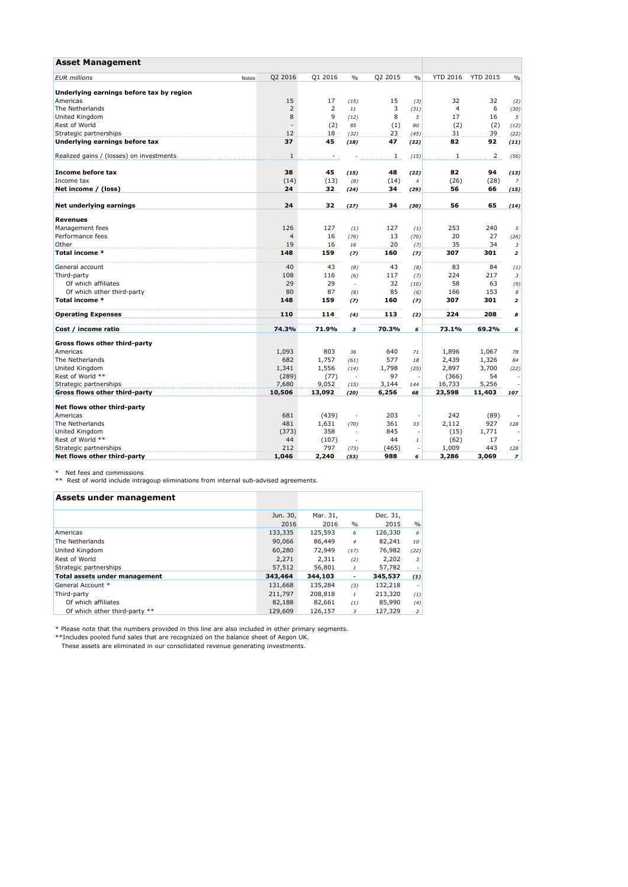## Asset Management

| EUR millions | Notes | Q2 2016 | Q1 2016 | % | Q2 2015 | % | YTD 2016 | YTD 2015 | % |
|---|---|---|---|---|---|---|---|---|---|
| **Underlying earnings before tax by region** | | | | | | | | | |
| Americas | | 15 | 17 | (15) | 15 | (3) | 32 | 32 | (2) |
| The Netherlands | | 2 | 2 | 11 | 3 | (31) | 4 | 6 | (30) |
| United Kingdom | | 8 | 9 | (12) | 8 | 5 | 17 | 16 | 5 |
| Rest of World | | - | (2) | 85 | (1) | 80 | (2) | (2) | (12) |
| Strategic partnerships | | 12 | 18 | (32) | 23 | (45) | 31 | 39 | (22) |
| **Underlying earnings before tax** | | **37** | **45** | **(18)** | **47** | **(22)** | **82** | **92** | **(11)** |
| Realized gains / (losses) on investments | | 1 | - | - | 1 | (15) | 1 | 2 | (56) |
| **Income before tax** | | **38** | **45** | **(15)** | **48** | **(22)** | **82** | **94** | **(13)** |
| Income tax | | (14) | (13) | (8) | (14) | 4 | (26) | (28) | 7 |
| **Net income / (loss)** | | **24** | **32** | **(24)** | **34** | **(29)** | **56** | **66** | **(15)** |
| **Net underlying earnings** | | **24** | **32** | **(27)** | **34** | **(30)** | **56** | **65** | **(14)** |
| **Revenues** | | | | | | | | | |
| Management fees | | 126 | 127 | (1) | 127 | (1) | 253 | 240 | 5 |
| Performance fees | | 4 | 16 | (76) | 13 | (70) | 20 | 27 | (26) |
| Other | | 19 | 16 | 16 | 20 | (7) | 35 | 34 | 3 |
| **Total income *** | | **148** | **159** | **(7)** | **160** | **(7)** | **307** | **301** | **2** |
| General account | | 40 | 43 | (8) | 43 | (8) | 83 | 84 | (1) |
| Third-party | | 108 | 116 | (6) | 117 | (7) | 224 | 217 | 3 |
| Of which affiliates | | 29 | 29 | - | 32 | (10) | 58 | 63 | (9) |
| Of which other third-party | | 80 | 87 | (8) | 85 | (6) | 166 | 153 | 8 |
| **Total income *** | | **148** | **159** | **(7)** | **160** | **(7)** | **307** | **301** | **2** |
| **Operating Expenses** | | **110** | **114** | **(4)** | **113** | **(2)** | **224** | **208** | **8** |
| **Cost / income ratio** | | **74.3%** | **71.9%** | **3** | **70.3%** | **6** | **73.1%** | **69.2%** | **6** |
| **Gross flows other third-party** | | | | | | | | | |
| Americas | | 1,093 | 803 | 36 | 640 | 71 | 1,896 | 1,067 | 78 |
| The Netherlands | | 682 | 1,757 | (61) | 577 | 18 | 2,439 | 1,326 | 84 |
| United Kingdom | | 1,341 | 1,556 | (14) | 1,798 | (25) | 2,897 | 3,700 | (22) |
| Rest of World ** | | (289) | (77) | - | 97 | - | (366) | 54 | - |
| Strategic partnerships | | 7,680 | 9,052 | (15) | 3,144 | 144 | 16,733 | 5,256 | - |
| **Gross flows other third-party** | | **10,506** | **13,092** | **(20)** | **6,256** | **68** | **23,598** | **11,403** | **107** |
| **Net flows other third-party** | | | | | | | | | |
| Americas | | 681 | (439) | - | 203 | - | 242 | (89) | - |
| The Netherlands | | 481 | 1,631 | (70) | 361 | 33 | 2,112 | 927 | 128 |
| United Kingdom | | (373) | 358 | - | 845 | - | (15) | 1,771 | - |
| Rest of World ** | | 44 | (107) | - | 44 | 1 | (62) | 17 | - |
| Strategic partnerships | | 212 | 797 | (73) | (465) | - | 1,009 | 443 | 128 |
| **Net flows other third-party** | | **1,046** | **2,240** | **(53)** | **988** | **6** | **3,286** | **3,069** | **7** |

\* Net fees and commissions
** Rest of world include intragoup eliminations from internal sub-advised agreements.

## Assets under management

| | Jun. 30, 2016 | Mar. 31, 2016 | % | Dec. 31, 2015 | % |
|---|---|---|---|---|---|
| Americas | 133,335 | 125,593 | 6 | 126,330 | 6 |
| The Netherlands | 90,066 | 86,449 | 4 | 82,241 | 10 |
| United Kingdom | 60,280 | 72,949 | (17) | 76,982 | (22) |
| Rest of World | 2,271 | 2,311 | (2) | 2,202 | 3 |
| Strategic partnerships | 57,512 | 56,801 | 1 | 57,782 | - |
| **Total assets under management** | **343,464** | **344,103** | **-** | **345,537** | **(1)** |
| General Account * | 131,668 | 135,284 | (3) | 132,218 | - |
| Third-party | 211,797 | 208,818 | 1 | 213,320 | (1) |
| Of which affiliates | 82,188 | 82,661 | (1) | 85,990 | (4) |
| Of which other third-party ** | 129,609 | 126,157 | 3 | 127,329 | 2 |

\* Please note that the numbers provided in this line are also included in other primary segments.
**Includes pooled fund sales that are recognized on the balance sheet of Aegon UK.
These assets are eliminated in our consolidated revenue generating investments.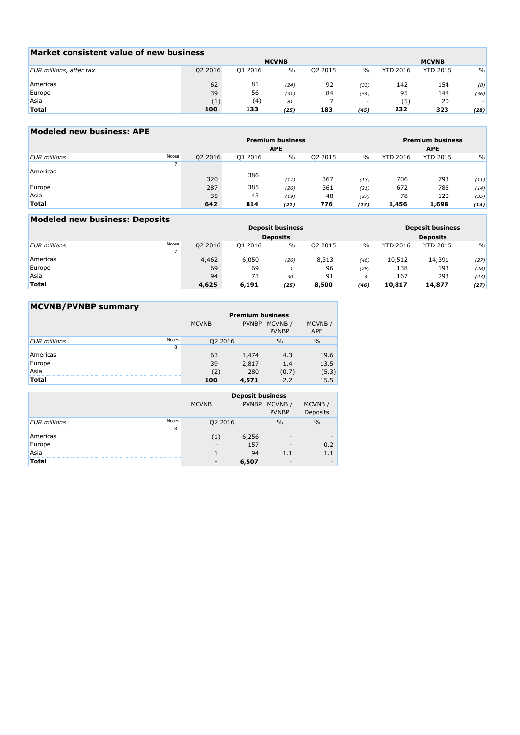## Market consistent value of new business

| EUR millions, after tax | MCVNB | | | | | MCVNB | | |
|---|---|---|---|---|---|---|---|---|
| | Q2 2016 | Q1 2016 | % | Q2 2015 | % | YTD 2016 | YTD 2015 | % |
| Americas | 62 | 81 | *(24)* | 92 | *(33)* | 142 | 154 | *(8)* |
| Europe | 39 | 56 | *(31)* | 84 | *(54)* | 95 | 148 | *(36)* |
| Asia | (1) | (4) | *81* | 7 | - | (5) | 20 | - |
| **Total** | **100** | **133** | ***(25)*** | **183** | ***(45)*** | **232** | **323** | ***(28)*** |

## Modeled new business: APE

| EUR millions | Notes | Premium business APE | | | | | Premium business APE | | |
|---|---|---|---|---|---|---|---|---|---|
| | | Q2 2016 | Q1 2016 | % | Q2 2015 | % | YTD 2016 | YTD 2015 | % |
| | 7 | | | | | | | | |
| Americas | | 320 | 386 | *(17)* | 367 | *(13)* | 706 | 793 | *(11)* |
| Europe | | 287 | 385 | *(26)* | 361 | *(21)* | 672 | 785 | *(14)* |
| Asia | | 35 | 43 | *(19)* | 48 | *(27)* | 78 | 120 | *(35)* |
| **Total** | | **642** | **814** | ***(21)*** | **776** | ***(17)*** | **1,456** | **1,698** | ***(14)*** |

## Modeled new business: Deposits

| EUR millions | Notes | Deposit business Deposits | | | | | Deposit business Deposits | | |
|---|---|---|---|---|---|---|---|---|---|
| | | Q2 2016 | Q1 2016 | % | Q2 2015 | % | YTD 2016 | YTD 2015 | % |
| | 7 | | | | | | | | |
| Americas | | 4,462 | 6,050 | *(26)* | 8,313 | *(46)* | 10,512 | 14,391 | *(27)* |
| Europe | | 69 | 69 | *1* | 96 | *(28)* | 138 | 193 | *(28)* |
| Asia | | 94 | 73 | *30* | 91 | *4* | 167 | 293 | *(43)* |
| **Total** | | **4,625** | **6,191** | ***(25)*** | **8,500** | ***(46)*** | **10,817** | **14,877** | ***(27)*** |

## MCVNB/PVNBP summary

| EUR millions | Notes | Premium business | | | |
|---|---|---|---|---|---|
| | | MCVNB | PVNBP | MCVNB / PVNBP | MCVNB / APE |
| | | Q2 2016 | | % | % |
| | 8 | | | | |
| Americas | | 63 | 1,474 | 4.3 | 19.6 |
| Europe | | 39 | 2,817 | 1.4 | 13.5 |
| Asia | | (2) | 280 | (0.7) | (5.3) |
| **Total** | | **100** | **4,571** | 2.2 | 15.5 |

| EUR millions | Notes | Deposit business | | | |
|---|---|---|---|---|---|
| | | MCVNB | PVNBP | MCVNB / PVNBP | MCVNB / Deposits |
| | | Q2 2016 | | % | % |
| | 8 | | | | |
| Americas | | (1) | 6,256 | - | - |
| Europe | | - | 157 | - | 0.2 |
| Asia | | 1 | 94 | 1.1 | 1.1 |
| **Total** | | **-** | **6,507** | - | - |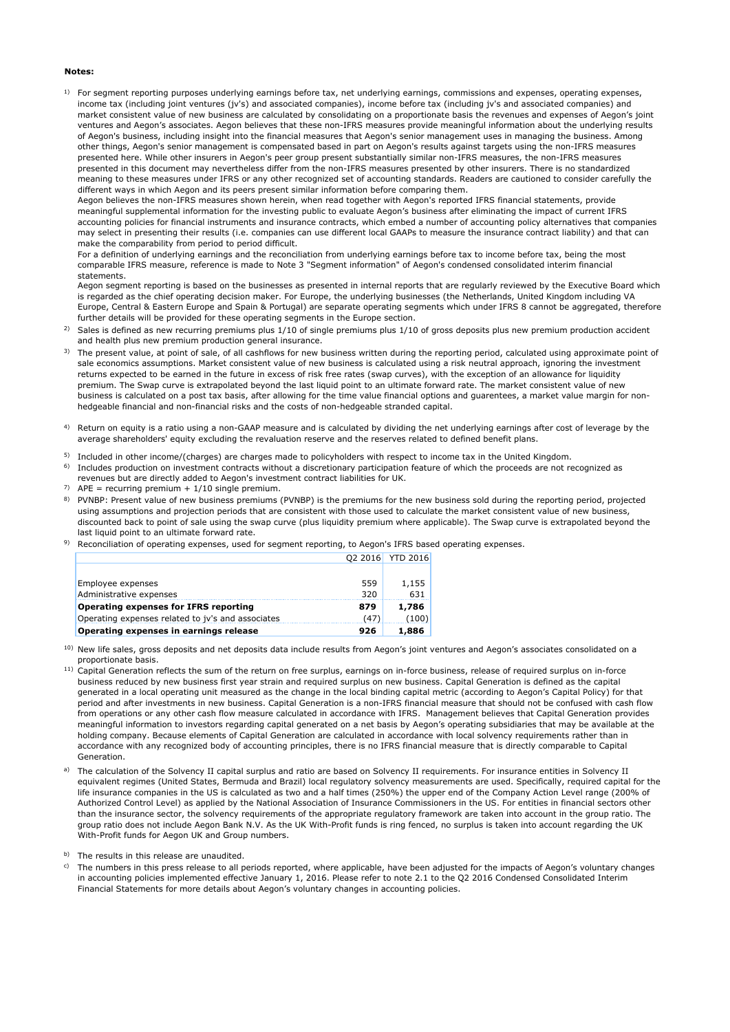**Notes:**

1) For segment reporting purposes underlying earnings before tax, net underlying earnings, commissions and expenses, operating expenses, income tax (including joint ventures (jv's) and associated companies), income before tax (including jv's and associated companies) and market consistent value of new business are calculated by consolidating on a proportionate basis the revenues and expenses of Aegon's joint ventures and Aegon's associates. Aegon believes that these non-IFRS measures provide meaningful information about the underlying results of Aegon's business, including insight into the financial measures that Aegon's senior management uses in managing the business. Among other things, Aegon's senior management is compensated based in part on Aegon's results against targets using the non-IFRS measures presented here. While other insurers in Aegon's peer group present substantially similar non-IFRS measures, the non-IFRS measures presented in this document may nevertheless differ from the non-IFRS measures presented by other insurers. There is no standardized meaning to these measures under IFRS or any other recognized set of accounting standards. Readers are cautioned to consider carefully the different ways in which Aegon and its peers present similar information before comparing them.
Aegon believes the non-IFRS measures shown herein, when read together with Aegon's reported IFRS financial statements, provide meaningful supplemental information for the investing public to evaluate Aegon's business after eliminating the impact of current IFRS accounting policies for financial instruments and insurance contracts, which embed a number of accounting policy alternatives that companies may select in presenting their results (i.e. companies can use different local GAAPs to measure the insurance contract liability) and that can make the comparability from period to period difficult.
For a definition of underlying earnings and the reconciliation from underlying earnings before tax to income before tax, being the most comparable IFRS measure, reference is made to Note 3 "Segment information" of Aegon's condensed consolidated interim financial statements.
Aegon segment reporting is based on the businesses as presented in internal reports that are regularly reviewed by the Executive Board which is regarded as the chief operating decision maker. For Europe, the underlying businesses (the Netherlands, United Kingdom including VA Europe, Central & Eastern Europe and Spain & Portugal) are separate operating segments which under IFRS 8 cannot be aggregated, therefore further details will be provided for these operating segments in the Europe section.

2) Sales is defined as new recurring premiums plus 1/10 of single premiums plus 1/10 of gross deposits plus new premium production accident and health plus new premium production general insurance.

3) The present value, at point of sale, of all cashflows for new business written during the reporting period, calculated using approximate point of sale economics assumptions. Market consistent value of new business is calculated using a risk neutral approach, ignoring the investment returns expected to be earned in the future in excess of risk free rates (swap curves), with the exception of an allowance for liquidity premium. The Swap curve is extrapolated beyond the last liquid point to an ultimate forward rate. The market consistent value of new business is calculated on a post tax basis, after allowing for the time value financial options and guarentees, a market value margin for non-hedgeable financial and non-financial risks and the costs of non-hedgeable stranded capital.

4) Return on equity is a ratio using a non-GAAP measure and is calculated by dividing the net underlying earnings after cost of leverage by the average shareholders' equity excluding the revaluation reserve and the reserves related to defined benefit plans.

5) Included in other income/(charges) are charges made to policyholders with respect to income tax in the United Kingdom.

6) Includes production on investment contracts without a discretionary participation feature of which the proceeds are not recognized as revenues but are directly added to Aegon's investment contract liabilities for UK.

7) APE = recurring premium + 1/10 single premium.

8) PVNBP: Present value of new business premiums (PVNBP) is the premiums for the new business sold during the reporting period, projected using assumptions and projection periods that are consistent with those used to calculate the market consistent value of new business, discounted back to point of sale using the swap curve (plus liquidity premium where applicable). The Swap curve is extrapolated beyond the last liquid point to an ultimate forward rate.

9) Reconciliation of operating expenses, used for segment reporting, to Aegon's IFRS based operating expenses.

| | Q2 2016 | YTD 2016 |
|---|---|---|
| Employee expenses | 559 | 1,155 |
| Administrative expenses | 320 | 631 |
| **Operating expenses for IFRS reporting** | **879** | **1,786** |
| Operating expenses related to jv's and associates | (47) | (100) |
| **Operating expenses in earnings release** | **926** | **1,886** |

10) New life sales, gross deposits and net deposits data include results from Aegon's joint ventures and Aegon's associates consolidated on a proportionate basis.

11) Capital Generation reflects the sum of the return on free surplus, earnings on in-force business, release of required surplus on in-force business reduced by new business first year strain and required surplus on new business. Capital Generation is defined as the capital generated in a local operating unit measured as the change in the local binding capital metric (according to Aegon's Capital Policy) for that period and after investments in new business. Capital Generation is a non-IFRS financial measure that should not be confused with cash flow from operations or any other cash flow measure calculated in accordance with IFRS. Management believes that Capital Generation provides meaningful information to investors regarding capital generated on a net basis by Aegon's operating subsidiaries that may be available at the holding company. Because elements of Capital Generation are calculated in accordance with local solvency requirements rather than in accordance with any recognized body of accounting principles, there is no IFRS financial measure that is directly comparable to Capital Generation.

a) The calculation of the Solvency II capital surplus and ratio are based on Solvency II requirements. For insurance entities in Solvency II equivalent regimes (United States, Bermuda and Brazil) local regulatory solvency measurements are used. Specifically, required capital for the life insurance companies in the US is calculated as two and a half times (250%) the upper end of the Company Action Level range (200% of Authorized Control Level) as applied by the National Association of Insurance Commissioners in the US. For entities in financial sectors other than the insurance sector, the solvency requirements of the appropriate regulatory framework are taken into account in the group ratio. The group ratio does not include Aegon Bank N.V. As the UK With-Profit funds is ring fenced, no surplus is taken into account regarding the UK With-Profit funds for Aegon UK and Group numbers.

b) The results in this release are unaudited.

c) The numbers in this press release to all periods reported, where applicable, have been adjusted for the impacts of Aegon's voluntary changes in accounting policies implemented effective January 1, 2016. Please refer to note 2.1 to the Q2 2016 Condensed Consolidated Interim Financial Statements for more details about Aegon's voluntary changes in accounting policies.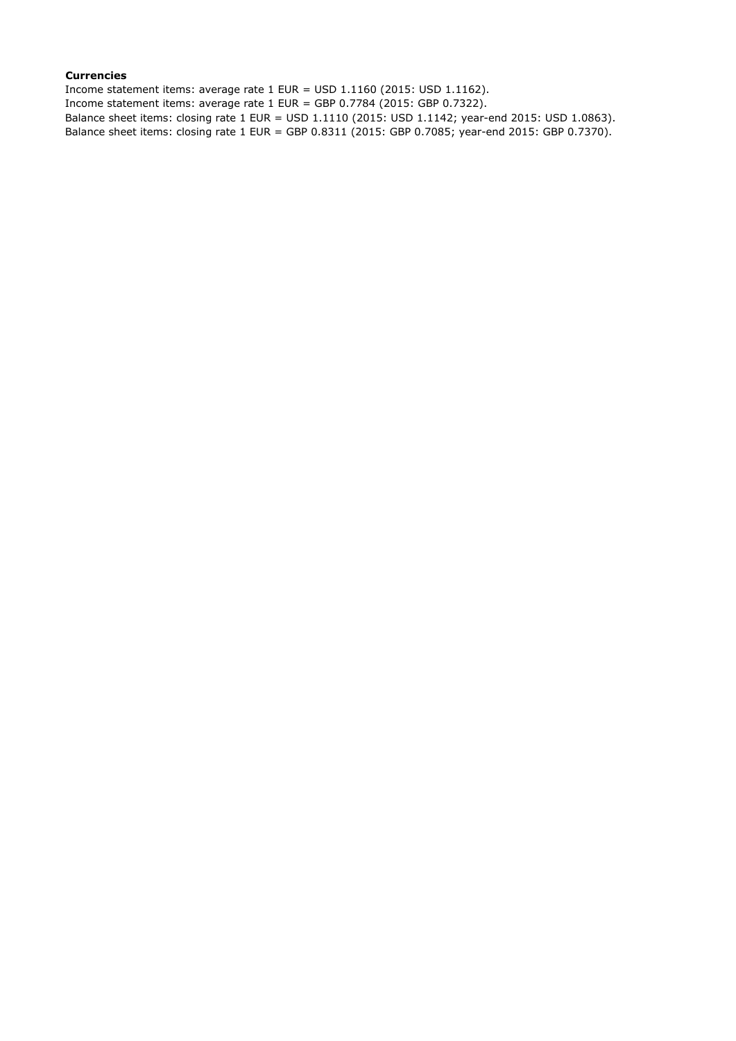**Currencies**

Income statement items: average rate 1 EUR = USD 1.1160 (2015: USD 1.1162).
Income statement items: average rate 1 EUR = GBP 0.7784 (2015: GBP 0.7322).
Balance sheet items: closing rate 1 EUR = USD 1.1110 (2015: USD 1.1142; year-end 2015: USD 1.0863).
Balance sheet items: closing rate 1 EUR = GBP 0.8311 (2015: GBP 0.7085; year-end 2015: GBP 0.7370).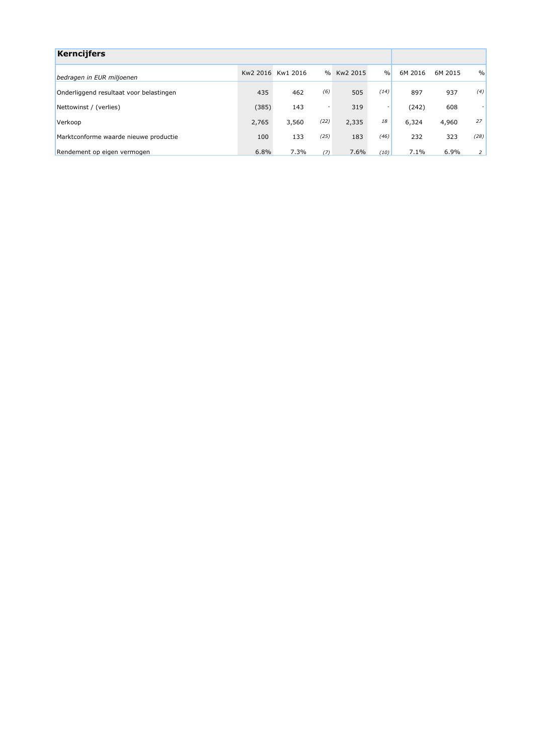## Kerncijfers

| *bedragen in EUR miljoenen* | Kw2 2016 | Kw1 2016 | % | Kw2 2015 | % | 6M 2016 | 6M 2015 | % |
|---|---|---|---|---|---|---|---|---|
| Onderliggend resultaat voor belastingen | 435 | 462 | *(6)* | 505 | *(14)* | 897 | 937 | *(4)* |
| Nettowinst / (verlies) | (385) | 143 | - | 319 | - | (242) | 608 | - |
| Verkoop | 2,765 | 3,560 | *(22)* | 2,335 | *18* | 6,324 | 4,960 | *27* |
| Marktconforme waarde nieuwe productie | 100 | 133 | *(25)* | 183 | *(46)* | 232 | 323 | *(28)* |
| Rendement op eigen vermogen | 6.8% | 7.3% | *(7)* | 7.6% | *(10)* | 7.1% | 6.9% | *2* |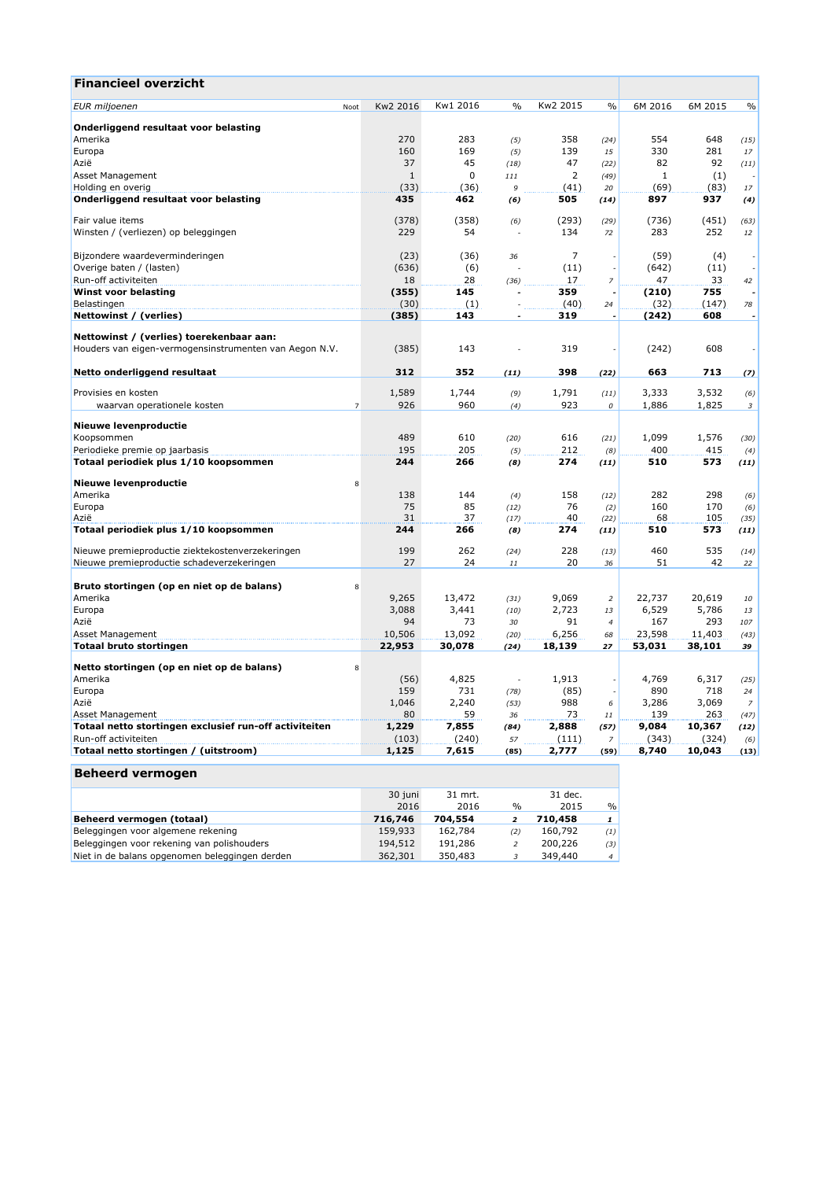## Financieel overzicht

| EUR miljoenen | Noot | Kw2 2016 | Kw1 2016 | % | Kw2 2015 | % | 6M 2016 | 6M 2015 | % |
|---|---|---|---|---|---|---|---|---|---|
| **Onderliggend resultaat voor belasting** | | | | | | | | | |
| Amerika | | 270 | 283 | (5) | 358 | (24) | 554 | 648 | (15) |
| Europa | | 160 | 169 | (5) | 139 | 15 | 330 | 281 | 17 |
| Azië | | 37 | 45 | (18) | 47 | (22) | 82 | 92 | (11) |
| Asset Management | | 1 | 0 | 111 | 2 | (49) | 1 | (1) | - |
| Holding en overig | | (33) | (36) | 9 | (41) | 20 | (69) | (83) | 17 |
| **Onderliggend resultaat voor belasting** | | **435** | **462** | **(6)** | **505** | **(14)** | **897** | **937** | **(4)** |
| | | | | | | | | | |
| Fair value items | | (378) | (358) | (6) | (293) | (29) | (736) | (451) | (63) |
| Winsten / (verliezen) op beleggingen | | 229 | 54 | - | 134 | 72 | 283 | 252 | 12 |
| | | | | | | | | | |
| Bijzondere waardeverminderingen | | (23) | (36) | 36 | 7 | - | (59) | (4) | - |
| Overige baten / (lasten) | | (636) | (6) | - | (11) | - | (642) | (11) | - |
| Run-off activiteiten | | 18 | 28 | (36) | 17 | 7 | 47 | 33 | 42 |
| **Winst voor belasting** | | **(355)** | **145** | **-** | **359** | **-** | **(210)** | **755** | **-** |
| Belastingen | | (30) | (1) | - | (40) | 24 | (32) | (147) | 78 |
| **Nettowinst / (verlies)** | | **(385)** | **143** | **-** | **319** | **-** | **(242)** | **608** | **-** |
| | | | | | | | | | |
| **Nettowinst / (verlies) toerekenbaar aan:** | | | | | | | | | |
| Houders van eigen-vermogensinstrumenten van Aegon N.V. | | (385) | 143 | - | 319 | - | (242) | 608 | - |
| | | | | | | | | | |
| **Netto onderliggend resultaat** | | **312** | **352** | **(11)** | **398** | **(22)** | **663** | **713** | **(7)** |
| | | | | | | | | | |
| Provisies en kosten | | 1,589 | 1,744 | (9) | 1,791 | (11) | 3,333 | 3,532 | (6) |
| waarvan operationele kosten | 7 | 926 | 960 | (4) | 923 | 0 | 1,886 | 1,825 | 3 |
| | | | | | | | | | |
| **Nieuwe levenproductie** | | | | | | | | | |
| Koopsommen | | 489 | 610 | (20) | 616 | (21) | 1,099 | 1,576 | (30) |
| Periodieke premie op jaarbasis | | 195 | 205 | (5) | 212 | (8) | 400 | 415 | (4) |
| **Totaal periodiek plus 1/10 koopsommen** | | **244** | **266** | **(8)** | **274** | **(11)** | **510** | **573** | **(11)** |
| | | | | | | | | | |
| **Nieuwe levenproductie** | 8 | | | | | | | | |
| Amerika | | 138 | 144 | (4) | 158 | (12) | 282 | 298 | (6) |
| Europa | | 75 | 85 | (12) | 76 | (2) | 160 | 170 | (6) |
| Azië | | 31 | 37 | (17) | 40 | (22) | 68 | 105 | (35) |
| **Totaal periodiek plus 1/10 koopsommen** | | **244** | **266** | **(8)** | **274** | **(11)** | **510** | **573** | **(11)** |
| | | | | | | | | | |
| Nieuwe premieproductie ziektekostenverzekeringen | | 199 | 262 | (24) | 228 | (13) | 460 | 535 | (14) |
| Nieuwe premieproductie schadeverzekeringen | | 27 | 24 | 11 | 20 | 36 | 51 | 42 | 22 |
| | | | | | | | | | |
| **Bruto stortingen (op en niet op de balans)** | 8 | | | | | | | | |
| Amerika | | 9,265 | 13,472 | (31) | 9,069 | 2 | 22,737 | 20,619 | 10 |
| Europa | | 3,088 | 3,441 | (10) | 2,723 | 13 | 6,529 | 5,786 | 13 |
| Azië | | 94 | 73 | 30 | 91 | 4 | 167 | 293 | 107 |
| Asset Management | | 10,506 | 13,092 | (20) | 6,256 | 68 | 23,598 | 11,403 | (43) |
| **Totaal bruto stortingen** | | **22,953** | **30,078** | **(24)** | **18,139** | **27** | **53,031** | **38,101** | **39** |
| | | | | | | | | | |
| **Netto stortingen (op en niet op de balans)** | 8 | | | | | | | | |
| Amerika | | (56) | 4,825 | - | 1,913 | - | 4,769 | 6,317 | (25) |
| Europa | | 159 | 731 | (78) | (85) | - | 890 | 718 | 24 |
| Azië | | 1,046 | 2,240 | (53) | 988 | 6 | 3,286 | 3,069 | 7 |
| Asset Management | | 80 | 59 | 36 | 73 | 11 | 139 | 263 | (47) |
| **Totaal netto stortingen exclusief run-off activiteiten** | | **1,229** | **7,855** | **(84)** | **2,888** | **(57)** | **9,084** | **10,367** | **(12)** |
| Run-off activiteiten | | (103) | (240) | 57 | (111) | 7 | (343) | (324) | (6) |
| **Totaal netto stortingen / (uitstroom)** | | **1,125** | **7,615** | **(85)** | **2,777** | **(59)** | **8,740** | **10,043** | **(13)** |

## Beheerd vermogen

| | 30 juni 2016 | 31 mrt. 2016 | % | 31 dec. 2015 | % |
|---|---|---|---|---|---|
| **Beheerd vermogen (totaal)** | **716,746** | **704,554** | **2** | **710,458** | **1** |
| Beleggingen voor algemene rekening | 159,933 | 162,784 | (2) | 160,792 | (1) |
| Beleggingen voor rekening van polishouders | 194,512 | 191,286 | 2 | 200,226 | (3) |
| Niet in de balans opgenomen beleggingen derden | 362,301 | 350,483 | 3 | 349,440 | 4 |